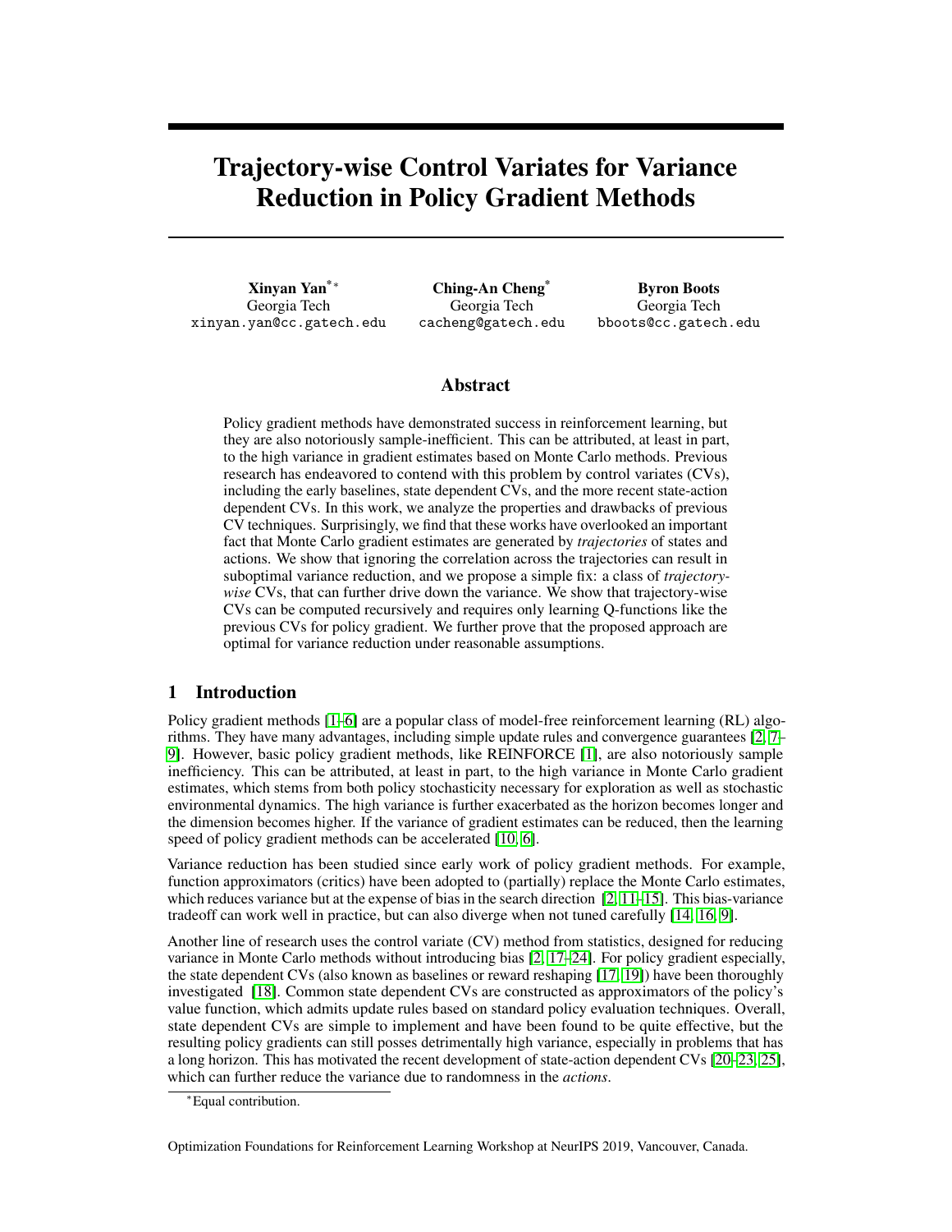# Trajectory-wise Control Variates for Variance Reduction in Policy Gradient Methods

**Xinyan Yan**[*] 
Georgia Tech
xinyan.yan@cc.gatech.edu

**Ching-An Cheng**[*]
Georgia Tech
cacheng@gatech.edu

**Byron Boots**
Georgia Tech
bboots@cc.gatech.edu

## Abstract

Policy gradient methods have demonstrated success in reinforcement learning, but they are also notoriously sample-inefficient. This can be attributed, at least in part, to the high variance in gradient estimates based on Monte Carlo methods. Previous research has endeavored to contend with this problem by control variates (CVs), including the early baselines, state dependent CVs, and the more recent state-action dependent CVs. In this work, we analyze the properties and drawbacks of previous CV techniques. Surprisingly, we find that these works have overlooked an important fact that Monte Carlo gradient estimates are generated by *trajectories* of states and actions. We show that ignoring the correlation across the trajectories can result in suboptimal variance reduction, and we propose a simple fix: a class of *trajectory-wise* CVs, that can further drive down the variance. We show that trajectory-wise CVs can be computed recursively and requires only learning Q-functions like the previous CVs for policy gradient. We further prove that the proposed approach are optimal for variance reduction under reasonable assumptions.

## 1 Introduction

Policy gradient methods [1–6] are a popular class of model-free reinforcement learning (RL) algorithms. They have many advantages, including simple update rules and convergence guarantees [2, 7–9]. However, basic policy gradient methods, like REINFORCE [1], are also notoriously sample inefficiency. This can be attributed, at least in part, to the high variance in Monte Carlo gradient estimates, which stems from both policy stochasticity necessary for exploration as well as stochastic environmental dynamics. The high variance is further exacerbated as the horizon becomes longer and the dimension becomes higher. If the variance of gradient estimates can be reduced, then the learning speed of policy gradient methods can be accelerated [10, 6].

Variance reduction has been studied since early work of policy gradient methods. For example, function approximators (critics) have been adopted to (partially) replace the Monte Carlo estimates, which reduces variance but at the expense of bias in the search direction [2, 11–15]. This bias-variance tradeoff can work well in practice, but can also diverge when not tuned carefully [14, 16, 9].

Another line of research uses the control variate (CV) method from statistics, designed for reducing variance in Monte Carlo methods without introducing bias [2, 17–24]. For policy gradient especially, the state dependent CVs (also known as baselines or reward reshaping [17, 19]) have been thoroughly investigated [18]. Common state dependent CVs are constructed as approximators of the policy's value function, which admits update rules based on standard policy evaluation techniques. Overall, state dependent CVs are simple to implement and have been found to be quite effective, but the resulting policy gradients can still posses detrimentally high variance, especially in problems that has a long horizon. This has motivated the recent development of state-action dependent CVs [20–23, 25], which can further reduce the variance due to randomness in the *actions*.

[*]Equal contribution.

Optimization Foundations for Reinforcement Learning Workshop at NeurIPS 2019, Vancouver, Canada.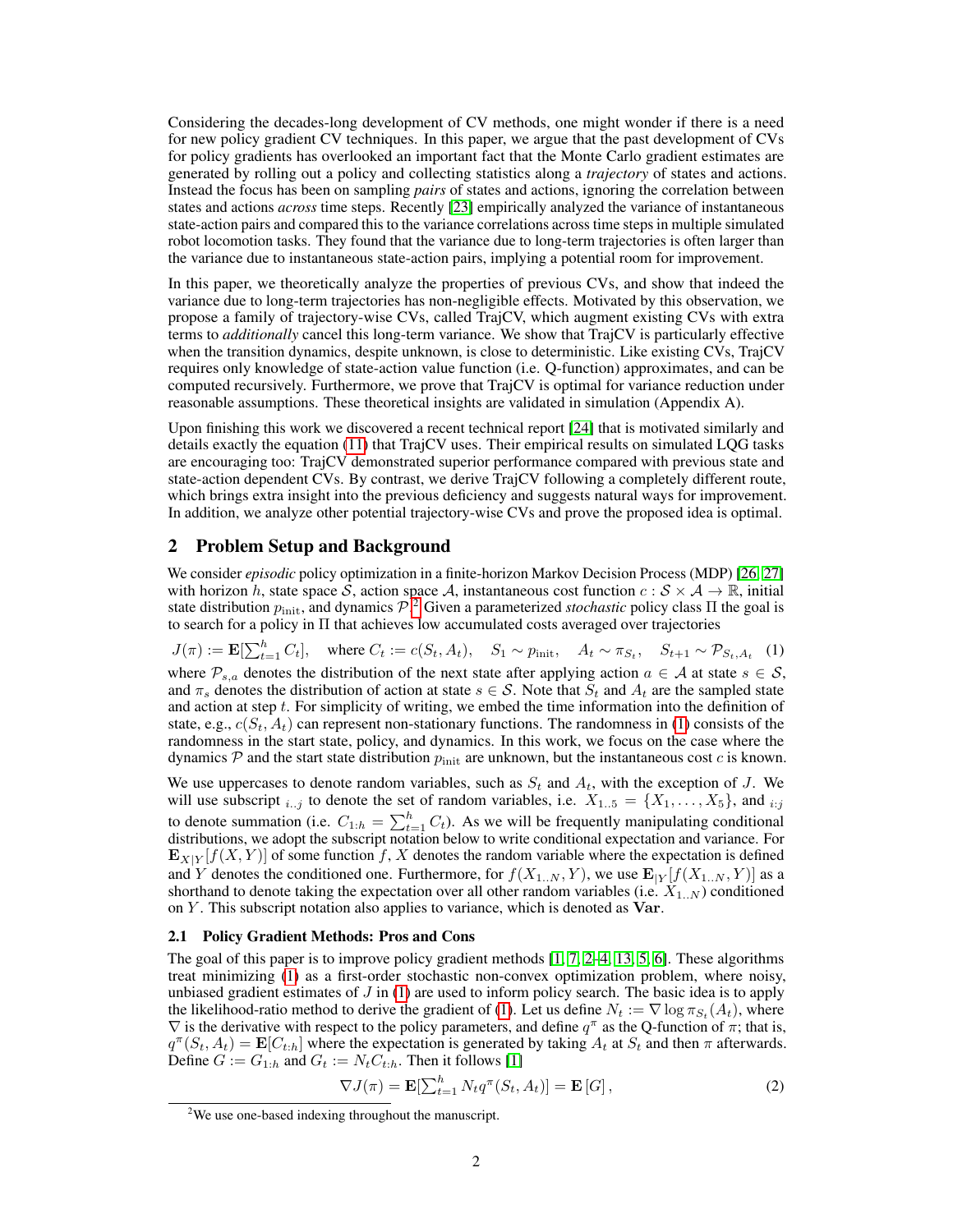Considering the decades-long development of CV methods, one might wonder if there is a need for new policy gradient CV techniques. In this paper, we argue that the past development of CVs for policy gradients has overlooked an important fact that the Monte Carlo gradient estimates are generated by rolling out a policy and collecting statistics along a *trajectory* of states and actions. Instead the focus has been on sampling *pairs* of states and actions, ignoring the correlation between states and actions *across* time steps. Recently [23] empirically analyzed the variance of instantaneous state-action pairs and compared this to the variance correlations across time steps in multiple simulated robot locomotion tasks. They found that the variance due to long-term trajectories is often larger than the variance due to instantaneous state-action pairs, implying a potential room for improvement.

In this paper, we theoretically analyze the properties of previous CVs, and show that indeed the variance due to long-term trajectories has non-negligible effects. Motivated by this observation, we propose a family of trajectory-wise CVs, called TrajCV, which augment existing CVs with extra terms to *additionally* cancel this long-term variance. We show that TrajCV is particularly effective when the transition dynamics, despite unknown, is close to deterministic. Like existing CVs, TrajCV requires only knowledge of state-action value function (i.e. Q-function) approximates, and can be computed recursively. Furthermore, we prove that TrajCV is optimal for variance reduction under reasonable assumptions. These theoretical insights are validated in simulation (Appendix A).

Upon finishing this work we discovered a recent technical report [24] that is motivated similarly and details exactly the equation (11) that TrajCV uses. Their empirical results on simulated LQG tasks are encouraging too: TrajCV demonstrated superior performance compared with previous state and state-action dependent CVs. By contrast, we derive TrajCV following a completely different route, which brings extra insight into the previous deficiency and suggests natural ways for improvement. In addition, we analyze other potential trajectory-wise CVs and prove the proposed idea is optimal.

## 2 Problem Setup and Background

We consider *episodic* policy optimization in a finite-horizon Markov Decision Process (MDP) [26, 27] with horizon $h$, state space $\mathcal{S}$, action space $\mathcal{A}$, instantaneous cost function $c : \mathcal{S} \times \mathcal{A} \to \mathbb{R}$, initial state distribution $p_{\text{init}}$, and dynamics $\mathcal{P}$.[2] Given a parameterized *stochastic* policy class $\Pi$ the goal is to search for a policy in $\Pi$ that achieves low accumulated costs averaged over trajectories

$$J(\pi) := \mathbf{E}[\textstyle\sum_{t=1}^{h} C_t], \quad \text{where } C_t := c(S_t, A_t), \quad S_1 \sim p_{\text{init}}, \quad A_t \sim \pi_{S_t}, \quad S_{t+1} \sim \mathcal{P}_{S_t, A_t} \quad (1)$$

where $\mathcal{P}_{s,a}$ denotes the distribution of the next state after applying action $a \in \mathcal{A}$ at state $s \in \mathcal{S}$, and $\pi_s$ denotes the distribution of action at state $s \in \mathcal{S}$. Note that $S_t$ and $A_t$ are the sampled state and action at step $t$. For simplicity of writing, we embed the time information into the definition of state, e.g., $c(S_t, A_t)$ can represent non-stationary functions. The randomness in (1) consists of the randomness in the start state, policy, and dynamics. In this work, we focus on the case where the dynamics $\mathcal{P}$ and the start state distribution $p_{\text{init}}$ are unknown, but the instantaneous cost $c$ is known.

We use uppercases to denote random variables, such as $S_t$ and $A_t$, with the exception of $J$. We will use subscript ${}_{i..j}$ to denote the set of random variables, i.e. $X_{1..5} = \{X_1, \ldots, X_5\}$, and ${}_{i:j}$ to denote summation (i.e. $C_{1:h} = \sum_{t=1}^{h} C_t$). As we will be frequently manipulating conditional distributions, we adopt the subscript notation below to write conditional expectation and variance. For $\mathbf{E}_{X|Y}[f(X, Y)]$ of some function $f$, $X$ denotes the random variable where the expectation is defined and $Y$ denotes the conditioned one. Furthermore, for $f(X_{1..N}, Y)$, we use $\mathbf{E}_{|Y}[f(X_{1..N}, Y)]$ as a shorthand to denote taking the expectation over all other random variables (i.e. $X_{1..N}$) conditioned on $Y$. This subscript notation also applies to variance, which is denoted as $\mathbf{Var}$.

### 2.1 Policy Gradient Methods: Pros and Cons

The goal of this paper is to improve policy gradient methods [1, 7, 2–4, 13, 5, 6]. These algorithms treat minimizing (1) as a first-order stochastic non-convex optimization problem, where noisy, unbiased gradient estimates of $J$ in (1) are used to inform policy search. The basic idea is to apply the likelihood-ratio method to derive the gradient of (1). Let us define $N_t := \nabla \log \pi_{S_t}(A_t)$, where $\nabla$ is the derivative with respect to the policy parameters, and define $q^\pi$ as the Q-function of $\pi$; that is, $q^\pi(S_t, A_t) = \mathbf{E}[C_{t:h}]$ where the expectation is generated by taking $A_t$ at $S_t$ and then $\pi$ afterwards. Define $G := G_{1:h}$ and $G_t := N_t C_{t:h}$. Then it follows [1]

$$\nabla J(\pi) = \mathbf{E}[\textstyle\sum_{t=1}^{h} N_t q^\pi(S_t, A_t)] = \mathbf{E}\left[G\right], \quad (2)$$

[2] We use one-based indexing throughout the manuscript.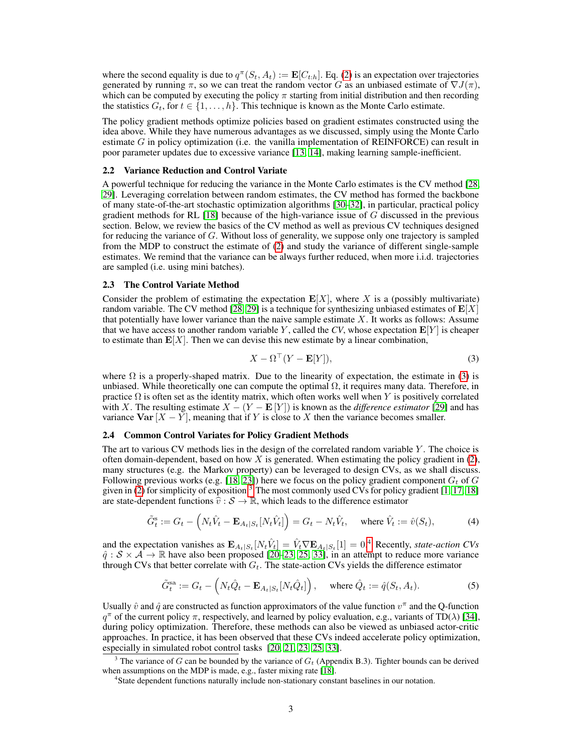where the second equality is due to $q^\pi(S_t, A_t) := \mathbf{E}[C_{t:h}]$. Eq. (2) is an expectation over trajectories generated by running $\pi$, so we can treat the random vector $G$ as an unbiased estimate of $\nabla J(\pi)$, which can be computed by executing the policy $\pi$ starting from initial distribution and then recording the statistics $G_t$, for $t \in \{1, \dots, h\}$. This technique is known as the Monte Carlo estimate.

The policy gradient methods optimize policies based on gradient estimates constructed using the idea above. While they have numerous advantages as we discussed, simply using the Monte Carlo estimate $G$ in policy optimization (i.e. the vanilla implementation of REINFORCE) can result in poor parameter updates due to excessive variance [13, 14], making learning sample-inefficient.

### 2.2 Variance Reduction and Control Variate

A powerful technique for reducing the variance in the Monte Carlo estimates is the CV method [28, 29]. Leveraging correlation between random estimates, the CV method has formed the backbone of many state-of-the-art stochastic optimization algorithms [30–32], in particular, practical policy gradient methods for RL [18] because of the high-variance issue of $G$ discussed in the previous section. Below, we review the basics of the CV method as well as previous CV techniques designed for reducing the variance of $G$. Without loss of generality, we suppose only one trajectory is sampled from the MDP to construct the estimate of (2) and study the variance of different single-sample estimates. We remind that the variance can be always further reduced, when more i.i.d. trajectories are sampled (i.e. using mini batches).

### 2.3 The Control Variate Method

Consider the problem of estimating the expectation $\mathbf{E}[X]$, where $X$ is a (possibly multivariate) random variable. The CV method [28, 29] is a technique for synthesizing unbiased estimates of $\mathbf{E}[X]$ that potentially have lower variance than the naive sample estimate $X$. It works as follows: Assume that we have access to another random variable $Y$, called the *CV*, whose expectation $\mathbf{E}[Y]$ is cheaper to estimate than $\mathbf{E}[X]$. Then we can devise this new estimate by a linear combination,

$$X - \Omega^\top (Y - \mathbf{E}[Y]), \tag{3}$$

where $\Omega$ is a properly-shaped matrix. Due to the linearity of expectation, the estimate in (3) is unbiased. While theoretically one can compute the optimal $\Omega$, it requires many data. Therefore, in practice $\Omega$ is often set as the identity matrix, which often works well when $Y$ is positively correlated with $X$. The resulting estimate $X - (Y - \mathbf{E}[Y])$ is known as the *difference estimator* [29] and has variance $\mathbf{Var}[X - Y]$, meaning that if $Y$ is close to $X$ then the variance becomes smaller.

### 2.4 Common Control Variates for Policy Gradient Methods

The art to various CV methods lies in the design of the correlated random variable $Y$. The choice is often domain-dependent, based on how $X$ is generated. When estimating the policy gradient in (2), many structures (e.g. the Markov property) can be leveraged to design CVs, as we shall discuss. Following previous works (e.g. [18, 23]) here we focus on the policy gradient component $G_t$ of $G$ given in (2) for simplicity of exposition.[3] The most commonly used CVs for policy gradient [1, 17, 18] are state-dependent functions $\widehat{v} : \mathcal{S} \to \mathbb{R}$, which leads to the difference estimator

$$\tilde{G}_t^{\mathrm{s}} := G_t - \left( N_t \hat{V}_t - \mathbf{E}_{A_t|S_t}[N_t \hat{V}_t] \right) = G_t - N_t \hat{V}_t, \quad \text{where } \hat{V}_t := \hat{v}(S_t), \tag{4}$$

and the expectation vanishes as $\mathbf{E}_{A_t|S_t}[N_t \hat{V}_t] = \hat{V}_t \nabla \mathbf{E}_{A_t|S_t}[1] = 0$.[4] Recently, *state-action CVs* $\hat{q} : \mathcal{S} \times \mathcal{A} \to \mathbb{R}$ have also been proposed [20–23, 25, 33], in an attempt to reduce more variance through CVs that better correlate with $G_t$. The state-action CVs yields the difference estimator

$$\tilde{G}_t^{\mathrm{sa}} := G_t - \left( N_t \hat{Q}_t - \mathbf{E}_{A_t|S_t}[N_t \hat{Q}_t] \right), \quad \text{where } \hat{Q}_t := \hat{q}(S_t, A_t). \tag{5}$$

Usually $\hat{v}$ and $\hat{q}$ are constructed as function approximators of the value function $v^\pi$ and the Q-function $q^\pi$ of the current policy $\pi$, respectively, and learned by policy evaluation, e.g., variants of TD($\lambda$) [34], during policy optimization. Therefore, these methods can also be viewed as unbiased actor-critic approaches. In practice, it has been observed that these CVs indeed accelerate policy optimization, especially in simulated robot control tasks [20, 21, 23, 25, 33].

[3] The variance of $G$ can be bounded by the variance of $G_t$ (Appendix B.3). Tighter bounds can be derived when assumptions on the MDP is made, e.g., faster mixing rate [18].

[4] State dependent functions naturally include non-stationary constant baselines in our notation.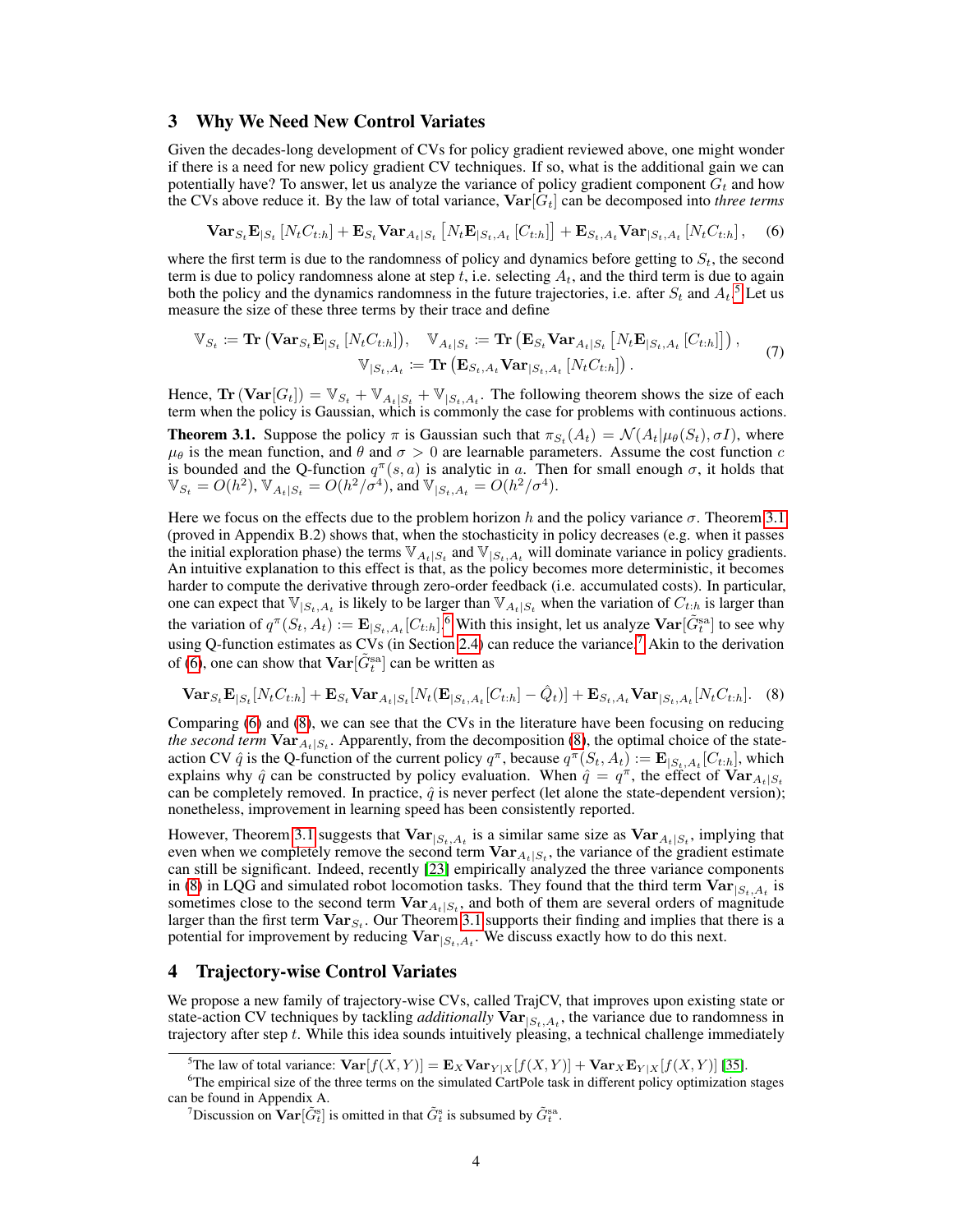## 3 Why We Need New Control Variates

Given the decades-long development of CVs for policy gradient reviewed above, one might wonder if there is a need for new policy gradient CV techniques. If so, what is the additional gain we can potentially have? To answer, let us analyze the variance of policy gradient component $G_t$ and how the CVs above reduce it. By the law of total variance, $\mathbf{Var}[G_t]$ can be decomposed into *three terms*

$$\mathbf{Var}_{S_t}\mathbf{E}_{|S_t}\left[N_t C_{t:h}\right] + \mathbf{E}_{S_t}\mathbf{Var}_{A_t|S_t}\left[N_t \mathbf{E}_{|S_t,A_t}\left[C_{t:h}\right]\right] + \mathbf{E}_{S_t,A_t}\mathbf{Var}_{|S_t,A_t}\left[N_t C_{t:h}\right], \quad (6)$$

where the first term is due to the randomness of policy and dynamics before getting to $S_t$, the second term is due to policy randomness alone at step $t$, i.e. selecting $A_t$, and the third term is due to again both the policy and the dynamics randomness in the future trajectories, i.e. after $S_t$ and $A_t$.[5] Let us measure the size of these three terms by their trace and define

$$\mathbb{V}_{S_t} := \mathbf{Tr}\left(\mathbf{Var}_{S_t}\mathbf{E}_{|S_t}\left[N_t C_{t:h}\right]\right), \quad \mathbb{V}_{A_t|S_t} := \mathbf{Tr}\left(\mathbf{E}_{S_t}\mathbf{Var}_{A_t|S_t}\left[N_t \mathbf{E}_{|S_t,A_t}\left[C_{t:h}\right]\right]\right),$$
$$\mathbb{V}_{|S_t,A_t} := \mathbf{Tr}\left(\mathbf{E}_{S_t,A_t}\mathbf{Var}_{|S_t,A_t}\left[N_t C_{t:h}\right]\right). \quad (7)$$

Hence, $\mathbf{Tr}\left(\mathbf{Var}[G_t]\right) = \mathbb{V}_{S_t} + \mathbb{V}_{A_t|S_t} + \mathbb{V}_{|S_t,A_t}$. The following theorem shows the size of each term when the policy is Gaussian, which is commonly the case for problems with continuous actions.

**Theorem 3.1.** Suppose the policy $\pi$ is Gaussian such that $\pi_{S_t}(A_t) = \mathcal{N}(A_t|\mu_\theta(S_t), \sigma I)$, where $\mu_\theta$ is the mean function, and $\theta$ and $\sigma > 0$ are learnable parameters. Assume the cost function $c$ is bounded and the Q-function $q^\pi(s,a)$ is analytic in $a$. Then for small enough $\sigma$, it holds that $\mathbb{V}_{S_t} = O(h^2)$, $\mathbb{V}_{A_t|S_t} = O(h^2/\sigma^4)$, and $\mathbb{V}_{|S_t,A_t} = O(h^2/\sigma^4)$.

Here we focus on the effects due to the problem horizon $h$ and the policy variance $\sigma$. Theorem 3.1 (proved in Appendix B.2) shows that, when the stochasticity in policy decreases (e.g. when it passes the initial exploration phase) the terms $\mathbb{V}_{A_t|S_t}$ and $\mathbb{V}_{|S_t,A_t}$ will dominate variance in policy gradients. An intuitive explanation to this effect is that, as the policy becomes more deterministic, it becomes harder to compute the derivative through zero-order feedback (i.e. accumulated costs). In particular, one can expect that $\mathbb{V}_{|S_t,A_t}$ is likely to be larger than $\mathbb{V}_{A_t|S_t}$ when the variation of $C_{t:h}$ is larger than the variation of $q^\pi(S_t, A_t) := \mathbf{E}_{|S_t,A_t}[C_{t:h}]$.[6] With this insight, let us analyze $\mathbf{Var}[\tilde{G}_t^{\text{sa}}]$ to see why using Q-function estimates as CVs (in Section 2.4) can reduce the variance.[7] Akin to the derivation of (6), one can show that $\mathbf{Var}[\tilde{G}_t^{\text{sa}}]$ can be written as

$$\mathbf{Var}_{S_t}\mathbf{E}_{|S_t}[N_t C_{t:h}] + \mathbf{E}_{S_t}\mathbf{Var}_{A_t|S_t}[N_t(\mathbf{E}_{|S_t,A_t}[C_{t:h}] - \hat{Q}_t)] + \mathbf{E}_{S_t,A_t}\mathbf{Var}_{|S_t,A_t}[N_t C_{t:h}]. \quad (8)$$

Comparing (6) and (8), we can see that the CVs in the literature have been focusing on reducing *the second term* $\mathbf{Var}_{A_t|S_t}$. Apparently, from the decomposition (8), the optimal choice of the state-action CV $\hat{q}$ is the Q-function of the current policy $q^\pi$, because $q^\pi(S_t, A_t) := \mathbf{E}_{|S_t,A_t}[C_{t:h}]$, which explains why $\hat{q}$ can be constructed by policy evaluation. When $\hat{q} = q^\pi$, the effect of $\mathbf{Var}_{A_t|S_t}$ can be completely removed. In practice, $\hat{q}$ is never perfect (let alone the state-dependent version); nonetheless, improvement in learning speed has been consistently reported.

However, Theorem 3.1 suggests that $\mathbf{Var}_{|S_t,A_t}$ is a similar same size as $\mathbf{Var}_{A_t|S_t}$, implying that even when we completely remove the second term $\mathbf{Var}_{A_t|S_t}$, the variance of the gradient estimate can still be significant. Indeed, recently [23] empirically analyzed the three variance components in (8) in LQG and simulated robot locomotion tasks. They found that the third term $\mathbf{Var}_{|S_t,A_t}$ is sometimes close to the second term $\mathbf{Var}_{A_t|S_t}$, and both of them are several orders of magnitude larger than the first term $\mathbf{Var}_{S_t}$. Our Theorem 3.1 supports their finding and implies that there is a potential for improvement by reducing $\mathbf{Var}_{|S_t,A_t}$. We discuss exactly how to do this next.

## 4 Trajectory-wise Control Variates

We propose a new family of trajectory-wise CVs, called TrajCV, that improves upon existing state or state-action CV techniques by tackling *additionally* $\mathbf{Var}_{|S_t,A_t}$, the variance due to randomness in trajectory after step $t$. While this idea sounds intuitively pleasing, a technical challenge immediately

[5] The law of total variance: $\mathbf{Var}[f(X,Y)] = \mathbf{E}_X\mathbf{Var}_{Y|X}[f(X,Y)] + \mathbf{Var}_X\mathbf{E}_{Y|X}[f(X,Y)]$ [35].

[6] The empirical size of the three terms on the simulated CartPole task in different policy optimization stages can be found in Appendix A.

[7] Discussion on $\mathbf{Var}[\tilde{G}_t^{\text{s}}]$ is omitted in that $\tilde{G}_t^{\text{s}}$ is subsumed by $\tilde{G}_t^{\text{sa}}$.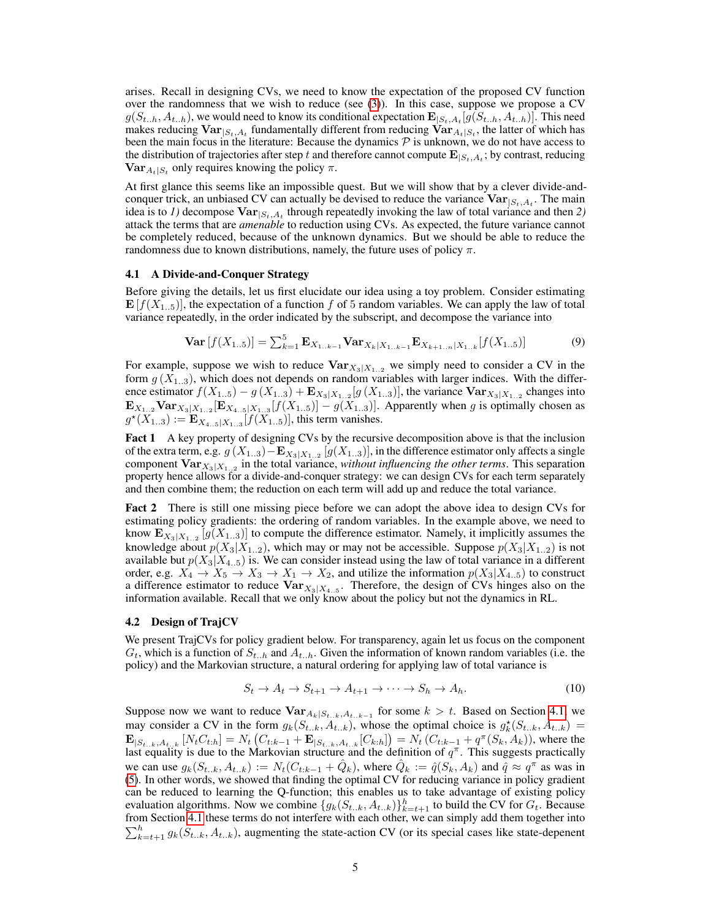arises. Recall in designing CVs, we need to know the expectation of the proposed CV function over the randomness that we wish to reduce (see (3)). In this case, suppose we propose a CV $g(S_{t..h}, A_{t..h})$, we would need to know its conditional expectation $\mathbf{E}_{|S_t,A_t}[g(S_{t..h}, A_{t..h})]$. This need makes reducing $\mathbf{Var}_{|S_t,A_t}$ fundamentally different from reducing $\mathbf{Var}_{A_t|S_t}$, the latter of which has been the main focus in the literature: Because the dynamics $\mathcal{P}$ is unknown, we do not have access to the distribution of trajectories after step $t$ and therefore cannot compute $\mathbf{E}_{|S_t,A_t}$; by contrast, reducing $\mathbf{Var}_{A_t|S_t}$ only requires knowing the policy $\pi$.

At first glance this seems like an impossible quest. But we will show that by a clever divide-and-conquer trick, an unbiased CV can actually be devised to reduce the variance $\mathbf{Var}_{|S_t,A_t}$. The main idea is to *1)* decompose $\mathbf{Var}_{|S_t,A_t}$ through repeatedly invoking the law of total variance and then *2)* attack the terms that are *amenable* to reduction using CVs. As expected, the future variance cannot be completely reduced, because of the unknown dynamics. But we should be able to reduce the randomness due to known distributions, namely, the future uses of policy $\pi$.

### 4.1 A Divide-and-Conquer Strategy

Before giving the details, let us first elucidate our idea using a toy problem. Consider estimating $\mathbf{E}\left[f(X_{1..5})\right]$, the expectation of a function $f$ of 5 random variables. We can apply the law of total variance repeatedly, in the order indicated by the subscript, and decompose the variance into

$$\mathbf{Var}\left[f(X_{1..5})\right] = \textstyle\sum_{k=1}^{5} \mathbf{E}_{X_{1..k-1}} \mathbf{Var}_{X_k|X_{1..k-1}} \mathbf{E}_{X_{k+1..n}|X_{1..k}}[f(X_{1..5})] \tag{9}$$

For example, suppose we wish to reduce $\mathbf{Var}_{X_3|X_{1..2}}$ we simply need to consider a CV in the form $g\left(X_{1..3}\right)$, which does not depends on random variables with larger indices. With the difference estimator $f(X_{1..5}) - g\left(X_{1..3}\right) + \mathbf{E}_{X_3|X_{1..2}}[g\left(X_{1..3}\right)]$, the variance $\mathbf{Var}_{X_3|X_{1..2}}$ changes into $\mathbf{E}_{X_{1..2}}\mathbf{Var}_{X_3|X_{1..2}}[\mathbf{E}_{X_{4..5}|X_{1..3}}[f(X_{1..5})] - g(X_{1..3})]$. Apparently when $g$ is optimally chosen as $g^{\star}(X_{1..3}) := \mathbf{E}_{X_{4..5}|X_{1..3}}[f(X_{1..5})]$, this term vanishes.

**Fact 1** A key property of designing CVs by the recursive decomposition above is that the inclusion of the extra term, e.g. $g\left(X_{1..3}\right) - \mathbf{E}_{X_3|X_{1..2}}[g(X_{1..3})]$, in the difference estimator only affects a single component $\mathbf{Var}_{X_3|X_{1..2}}$ in the total variance, *without influencing the other terms*. This separation property hence allows for a divide-and-conquer strategy: we can design CVs for each term separately and then combine them; the reduction on each term will add up and reduce the total variance.

**Fact 2** There is still one missing piece before we can adopt the above idea to design CVs for estimating policy gradients: the ordering of random variables. In the example above, we need to know $\mathbf{E}_{X_3|X_{1..2}}\left[g(X_{1..3})\right]$ to compute the difference estimator. Namely, it implicitly assumes the knowledge about $p(X_3|X_{1..2})$, which may or may not be accessible. Suppose $p(X_3|X_{1..2})$ is not available but $p(X_3|X_{4..5})$ is. We can consider instead using the law of total variance in a different order, e.g. $X_4 \to X_5 \to X_3 \to X_1 \to X_2$, and utilize the information $p(X_3|X_{4..5})$ to construct a difference estimator to reduce $\mathbf{Var}_{X_3|X_{4..5}}$. Therefore, the design of CVs hinges also on the information available. Recall that we only know about the policy but not the dynamics in RL.

### 4.2 Design of TrajCV

We present TrajCVs for policy gradient below. For transparency, again let us focus on the component $G_t$, which is a function of $S_{t..h}$ and $A_{t..h}$. Given the information of known random variables (i.e. the policy) and the Markovian structure, a natural ordering for applying law of total variance is

$$S_t \to A_t \to S_{t+1} \to A_{t+1} \to \cdots \to S_h \to A_h. \tag{10}$$

Suppose now we want to reduce $\mathbf{Var}_{A_k|S_{t..k},A_{t..k-1}}$ for some $k > t$. Based on Section 4.1, we may consider a CV in the form $g_k(S_{t..k}, A_{t..k})$, whose the optimal choice is $g_k^{\star}(S_{t..k}, A_{t..k}) = \mathbf{E}_{|S_{t..k},A_{t..k}}\left[N_t C_{t:h}\right] = N_t\left(C_{t:k-1} + \mathbf{E}_{|S_{t..k},A_{t..k}}[C_{k:h}]\right) = N_t\left(C_{t:k-1} + q^{\pi}(S_k, A_k)\right)$, where the last equality is due to the Markovian structure and the definition of $q^{\pi}$. This suggests practically we can use $g_k(S_{t..k}, A_{t..k}) := N_t(C_{t:k-1} + \hat{Q}_k)$, where $\hat{Q}_k := \hat{q}(S_k, A_k)$ and $\hat{q} \approx q^{\pi}$ as was in (5). In other words, we showed that finding the optimal CV for reducing variance in policy gradient can be reduced to learning the Q-function; this enables us to take advantage of existing policy evaluation algorithms. Now we combine $\{g_k(S_{t..k}, A_{t..k})\}_{k=t+1}^{h}$ to build the CV for $G_t$. Because from Section 4.1 these terms do not interfere with each other, we can simply add them together into $\sum_{k=t+1}^{h} g_k(S_{t..k}, A_{t..k})$, augmenting the state-action CV (or its special cases like state-depenent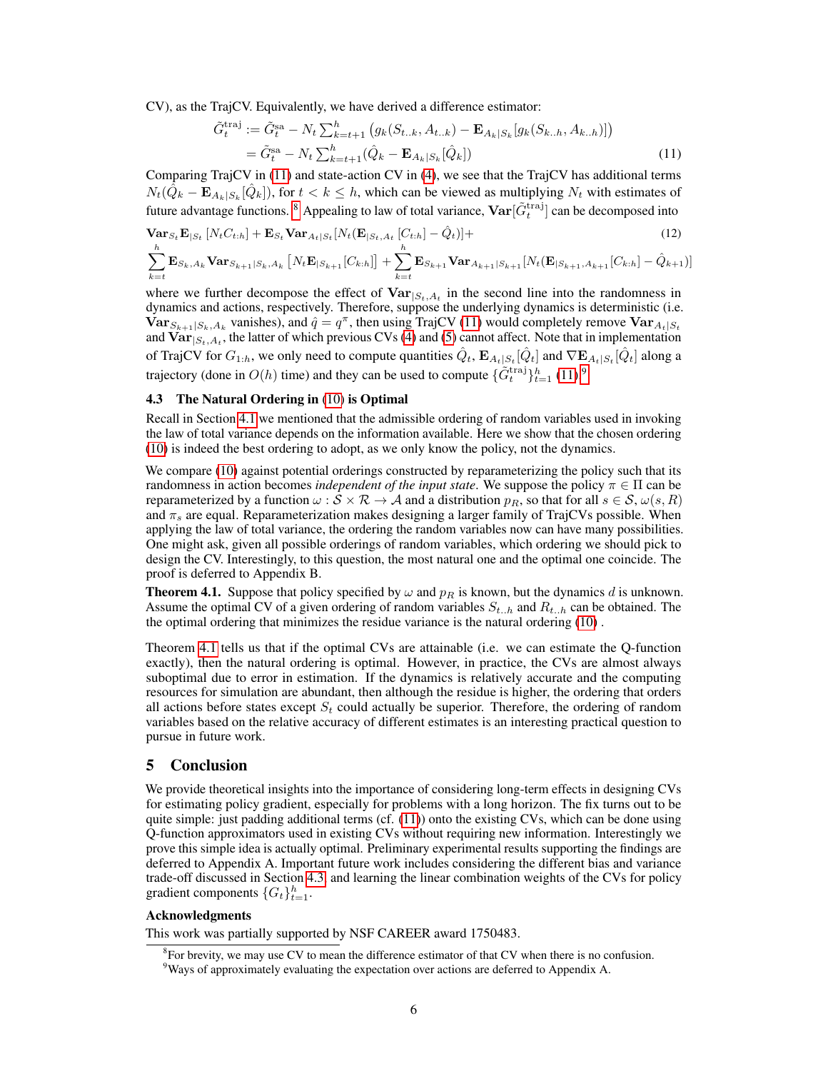CV), as the TrajCV. Equivalently, we have derived a difference estimator:

$$
\begin{aligned}
\tilde{G}_t^{\text{traj}} &:= \tilde{G}_t^{\text{sa}} - N_t \sum_{k=t+1}^{h} \left( g_k(S_{t..k}, A_{t..k}) - \mathbf{E}_{A_k|S_k}[g_k(S_{k..h}, A_{k..h})] \right) \\
&= \tilde{G}_t^{\text{sa}} - N_t \sum_{k=t+1}^{h} (\hat{Q}_k - \mathbf{E}_{A_k|S_k}[\hat{Q}_k]) \qquad (11)
\end{aligned}
$$

Comparing TrajCV in (11) and state-action CV in (4), we see that the TrajCV has additional terms $N_t(\hat{Q}_k - \mathbf{E}_{A_k|S_k}[\hat{Q}_k])$, for $t < k \leq h$, which can be viewed as multiplying $N_t$ with estimates of future advantage functions.[8] Appealing to law of total variance, $\mathbf{Var}[\tilde{G}_t^{\text{traj}}]$ can be decomposed into

$$
\begin{aligned}
&\mathbf{Var}_{S_t}\mathbf{E}_{|S_t}\left[N_t C_{t:h}\right] + \mathbf{E}_{S_t}\mathbf{Var}_{A_t|S_t}[N_t(\mathbf{E}_{|S_t,A_t}\left[C_{t:h}\right] - \hat{Q}_t)] + \qquad (12) \\
&\sum_{k=t}^{h} \mathbf{E}_{S_k,A_k}\mathbf{Var}_{S_{k+1}|S_k,A_k}\left[N_t \mathbf{E}_{|S_{k+1}}[C_{k:h}]\right] + \sum_{k=t}^{h} \mathbf{E}_{S_{k+1}}\mathbf{Var}_{A_{k+1}|S_{k+1}}[N_t(\mathbf{E}_{|S_{k+1},A_{k+1}}[C_{k:h}] - \hat{Q}_{k+1})]
\end{aligned}
$$

where we further decompose the effect of $\mathbf{Var}_{|S_t,A_t}$ in the second line into the randomness in dynamics and actions, respectively. Therefore, suppose the underlying dynamics is deterministic (i.e. $\mathbf{Var}_{S_{k+1}|S_k,A_k}$ vanishes), and $\hat{q} = q^\pi$, then using TrajCV (11) would completely remove $\mathbf{Var}_{A_t|S_t}$ and $\mathbf{Var}_{|S_t,A_t}$, the latter of which previous CVs (4) and (5) cannot affect. Note that in implementation of TrajCV for $G_{1:h}$, we only need to compute quantities $\hat{Q}_t$, $\mathbf{E}_{A_t|S_t}[\hat{Q}_t]$ and $\nabla \mathbf{E}_{A_t|S_t}[\hat{Q}_t]$ along a trajectory (done in $O(h)$ time) and they can be used to compute $\{\tilde{G}_t^{\text{traj}}\}_{t=1}^{h}$ (11).[9]

### 4.3 The Natural Ordering in (10) is Optimal

Recall in Section 4.1 we mentioned that the admissible ordering of random variables used in invoking the law of total variance depends on the information available. Here we show that the chosen ordering (10) is indeed the best ordering to adopt, as we only know the policy, not the dynamics.

We compare (10) against potential orderings constructed by reparameterizing the policy such that its randomness in action becomes *independent of the input state*. We suppose the policy $\pi \in \Pi$ can be reparameterized by a function $\omega : \mathcal{S} \times \mathcal{R} \to \mathcal{A}$ and a distribution $p_R$, so that for all $s \in \mathcal{S}$, $\omega(s, R)$ and $\pi_s$ are equal. Reparameterization makes designing a larger family of TrajCVs possible. When applying the law of total variance, the ordering the random variables now can have many possibilities. One might ask, given all possible orderings of random variables, which ordering we should pick to design the CV. Interestingly, to this question, the most natural one and the optimal one coincide. The proof is deferred to Appendix B.

**Theorem 4.1.** Suppose that policy specified by $\omega$ and $p_R$ is known, but the dynamics $d$ is unknown. Assume the optimal CV of a given ordering of random variables $S_{t..h}$ and $R_{t..h}$ can be obtained. The the optimal ordering that minimizes the residue variance is the natural ordering (10) .

Theorem 4.1 tells us that if the optimal CVs are attainable (i.e. we can estimate the Q-function exactly), then the natural ordering is optimal. However, in practice, the CVs are almost always suboptimal due to error in estimation. If the dynamics is relatively accurate and the computing resources for simulation are abundant, then although the residue is higher, the ordering that orders all actions before states except $S_t$ could actually be superior. Therefore, the ordering of random variables based on the relative accuracy of different estimates is an interesting practical question to pursue in future work.

## 5 Conclusion

We provide theoretical insights into the importance of considering long-term effects in designing CVs for estimating policy gradient, especially for problems with a long horizon. The fix turns out to be quite simple: just padding additional terms (cf. (11)) onto the existing CVs, which can be done using Q-function approximators used in existing CVs without requiring new information. Interestingly we prove this simple idea is actually optimal. Preliminary experimental results supporting the findings are deferred to Appendix A. Important future work includes considering the different bias and variance trade-off discussed in Section 4.3 and learning the linear combination weights of the CVs for policy gradient components $\{G_t\}_{t=1}^{h}$.

### Acknowledgments

This work was partially supported by NSF CAREER award 1750483.

[8] For brevity, we may use CV to mean the difference estimator of that CV when there is no confusion.

[9] Ways of approximately evaluating the expectation over actions are deferred to Appendix A.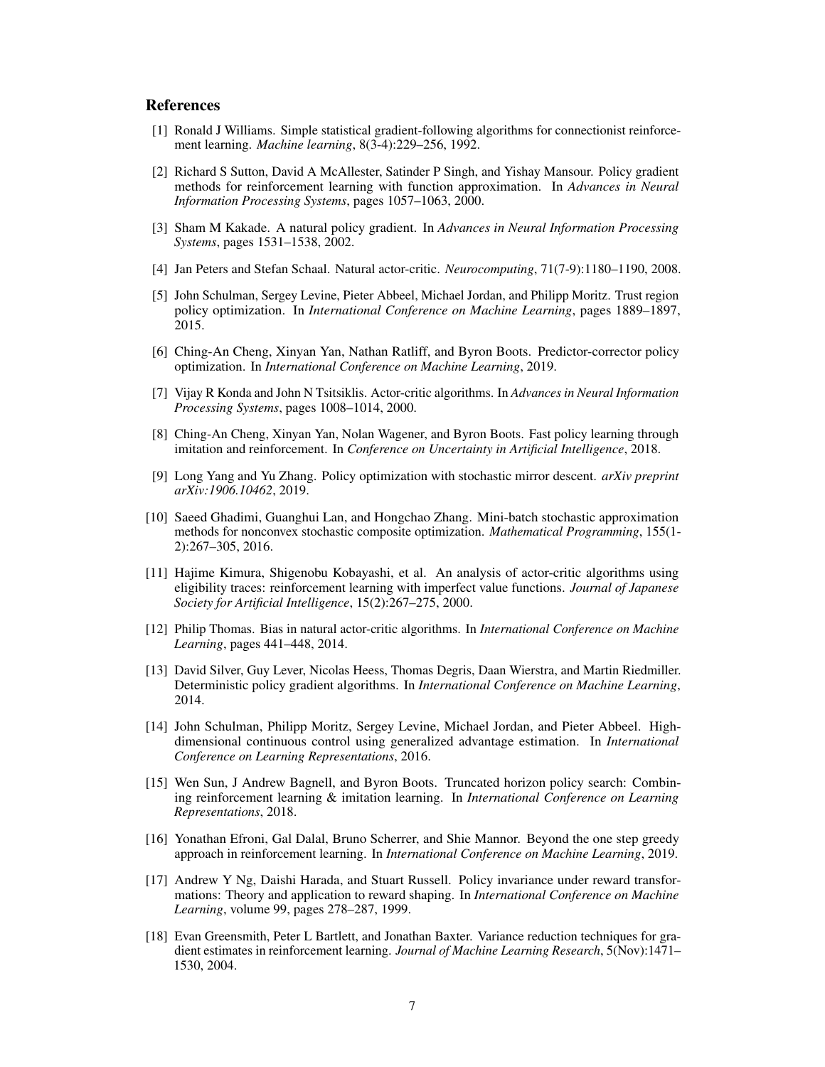## References

[1] Ronald J Williams. Simple statistical gradient-following algorithms for connectionist reinforcement learning. *Machine learning*, 8(3-4):229–256, 1992.

[2] Richard S Sutton, David A McAllester, Satinder P Singh, and Yishay Mansour. Policy gradient methods for reinforcement learning with function approximation. In *Advances in Neural Information Processing Systems*, pages 1057–1063, 2000.

[3] Sham M Kakade. A natural policy gradient. In *Advances in Neural Information Processing Systems*, pages 1531–1538, 2002.

[4] Jan Peters and Stefan Schaal. Natural actor-critic. *Neurocomputing*, 71(7-9):1180–1190, 2008.

[5] John Schulman, Sergey Levine, Pieter Abbeel, Michael Jordan, and Philipp Moritz. Trust region policy optimization. In *International Conference on Machine Learning*, pages 1889–1897, 2015.

[6] Ching-An Cheng, Xinyan Yan, Nathan Ratliff, and Byron Boots. Predictor-corrector policy optimization. In *International Conference on Machine Learning*, 2019.

[7] Vijay R Konda and John N Tsitsiklis. Actor-critic algorithms. In *Advances in Neural Information Processing Systems*, pages 1008–1014, 2000.

[8] Ching-An Cheng, Xinyan Yan, Nolan Wagener, and Byron Boots. Fast policy learning through imitation and reinforcement. In *Conference on Uncertainty in Artificial Intelligence*, 2018.

[9] Long Yang and Yu Zhang. Policy optimization with stochastic mirror descent. *arXiv preprint arXiv:1906.10462*, 2019.

[10] Saeed Ghadimi, Guanghui Lan, and Hongchao Zhang. Mini-batch stochastic approximation methods for nonconvex stochastic composite optimization. *Mathematical Programming*, 155(1-2):267–305, 2016.

[11] Hajime Kimura, Shigenobu Kobayashi, et al. An analysis of actor-critic algorithms using eligibility traces: reinforcement learning with imperfect value functions. *Journal of Japanese Society for Artificial Intelligence*, 15(2):267–275, 2000.

[12] Philip Thomas. Bias in natural actor-critic algorithms. In *International Conference on Machine Learning*, pages 441–448, 2014.

[13] David Silver, Guy Lever, Nicolas Heess, Thomas Degris, Daan Wierstra, and Martin Riedmiller. Deterministic policy gradient algorithms. In *International Conference on Machine Learning*, 2014.

[14] John Schulman, Philipp Moritz, Sergey Levine, Michael Jordan, and Pieter Abbeel. High-dimensional continuous control using generalized advantage estimation. In *International Conference on Learning Representations*, 2016.

[15] Wen Sun, J Andrew Bagnell, and Byron Boots. Truncated horizon policy search: Combining reinforcement learning & imitation learning. In *International Conference on Learning Representations*, 2018.

[16] Yonathan Efroni, Gal Dalal, Bruno Scherrer, and Shie Mannor. Beyond the one step greedy approach in reinforcement learning. In *International Conference on Machine Learning*, 2019.

[17] Andrew Y Ng, Daishi Harada, and Stuart Russell. Policy invariance under reward transformations: Theory and application to reward shaping. In *International Conference on Machine Learning*, volume 99, pages 278–287, 1999.

[18] Evan Greensmith, Peter L Bartlett, and Jonathan Baxter. Variance reduction techniques for gradient estimates in reinforcement learning. *Journal of Machine Learning Research*, 5(Nov):1471–1530, 2004.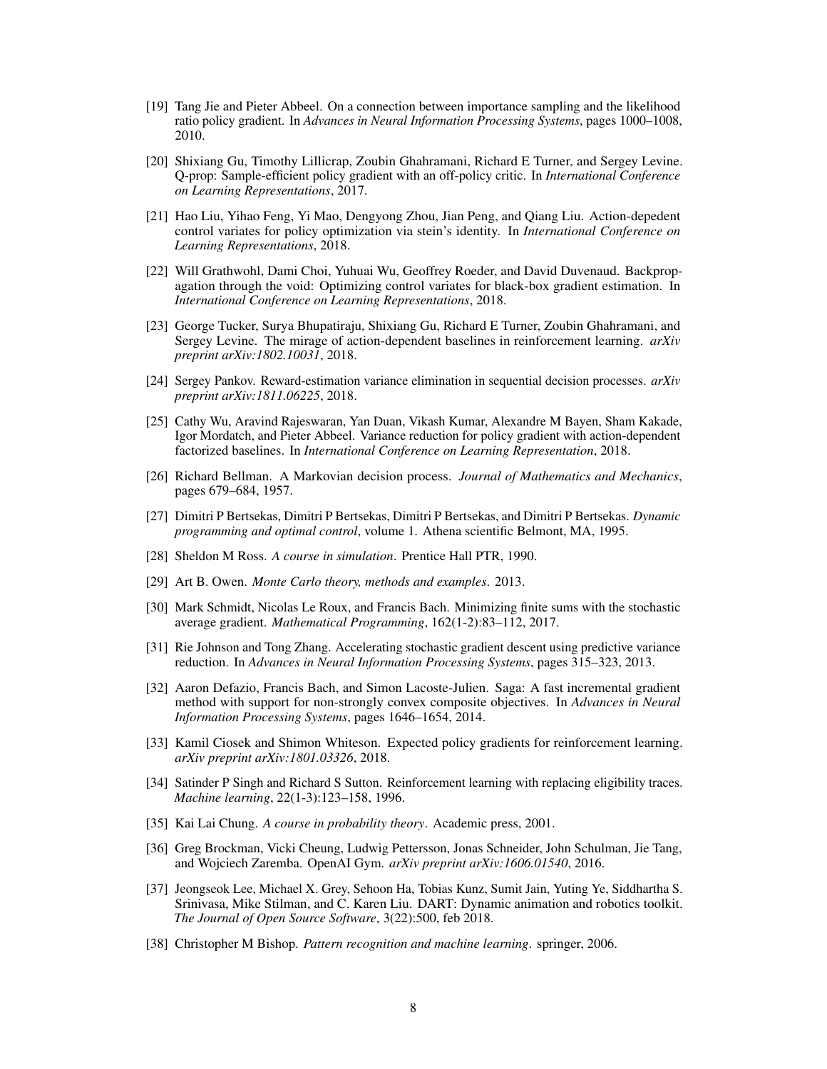[19] Tang Jie and Pieter Abbeel. On a connection between importance sampling and the likelihood ratio policy gradient. In *Advances in Neural Information Processing Systems*, pages 1000–1008, 2010.

[20] Shixiang Gu, Timothy Lillicrap, Zoubin Ghahramani, Richard E Turner, and Sergey Levine. Q-prop: Sample-efficient policy gradient with an off-policy critic. In *International Conference on Learning Representations*, 2017.

[21] Hao Liu, Yihao Feng, Yi Mao, Dengyong Zhou, Jian Peng, and Qiang Liu. Action-depedent control variates for policy optimization via stein's identity. In *International Conference on Learning Representations*, 2018.

[22] Will Grathwohl, Dami Choi, Yuhuai Wu, Geoffrey Roeder, and David Duvenaud. Backpropagation through the void: Optimizing control variates for black-box gradient estimation. In *International Conference on Learning Representations*, 2018.

[23] George Tucker, Surya Bhupatiraju, Shixiang Gu, Richard E Turner, Zoubin Ghahramani, and Sergey Levine. The mirage of action-dependent baselines in reinforcement learning. *arXiv preprint arXiv:1802.10031*, 2018.

[24] Sergey Pankov. Reward-estimation variance elimination in sequential decision processes. *arXiv preprint arXiv:1811.06225*, 2018.

[25] Cathy Wu, Aravind Rajeswaran, Yan Duan, Vikash Kumar, Alexandre M Bayen, Sham Kakade, Igor Mordatch, and Pieter Abbeel. Variance reduction for policy gradient with action-dependent factorized baselines. In *International Conference on Learning Representation*, 2018.

[26] Richard Bellman. A Markovian decision process. *Journal of Mathematics and Mechanics*, pages 679–684, 1957.

[27] Dimitri P Bertsekas, Dimitri P Bertsekas, Dimitri P Bertsekas, and Dimitri P Bertsekas. *Dynamic programming and optimal control*, volume 1. Athena scientific Belmont, MA, 1995.

[28] Sheldon M Ross. *A course in simulation*. Prentice Hall PTR, 1990.

[29] Art B. Owen. *Monte Carlo theory, methods and examples*. 2013.

[30] Mark Schmidt, Nicolas Le Roux, and Francis Bach. Minimizing finite sums with the stochastic average gradient. *Mathematical Programming*, 162(1-2):83–112, 2017.

[31] Rie Johnson and Tong Zhang. Accelerating stochastic gradient descent using predictive variance reduction. In *Advances in Neural Information Processing Systems*, pages 315–323, 2013.

[32] Aaron Defazio, Francis Bach, and Simon Lacoste-Julien. Saga: A fast incremental gradient method with support for non-strongly convex composite objectives. In *Advances in Neural Information Processing Systems*, pages 1646–1654, 2014.

[33] Kamil Ciosek and Shimon Whiteson. Expected policy gradients for reinforcement learning. *arXiv preprint arXiv:1801.03326*, 2018.

[34] Satinder P Singh and Richard S Sutton. Reinforcement learning with replacing eligibility traces. *Machine learning*, 22(1-3):123–158, 1996.

[35] Kai Lai Chung. *A course in probability theory*. Academic press, 2001.

[36] Greg Brockman, Vicki Cheung, Ludwig Pettersson, Jonas Schneider, John Schulman, Jie Tang, and Wojciech Zaremba. OpenAI Gym. *arXiv preprint arXiv:1606.01540*, 2016.

[37] Jeongseok Lee, Michael X. Grey, Sehoon Ha, Tobias Kunz, Sumit Jain, Yuting Ye, Siddhartha S. Srinivasa, Mike Stilman, and C. Karen Liu. DART: Dynamic animation and robotics toolkit. *The Journal of Open Source Software*, 3(22):500, feb 2018.

[38] Christopher M Bishop. *Pattern recognition and machine learning*. springer, 2006.